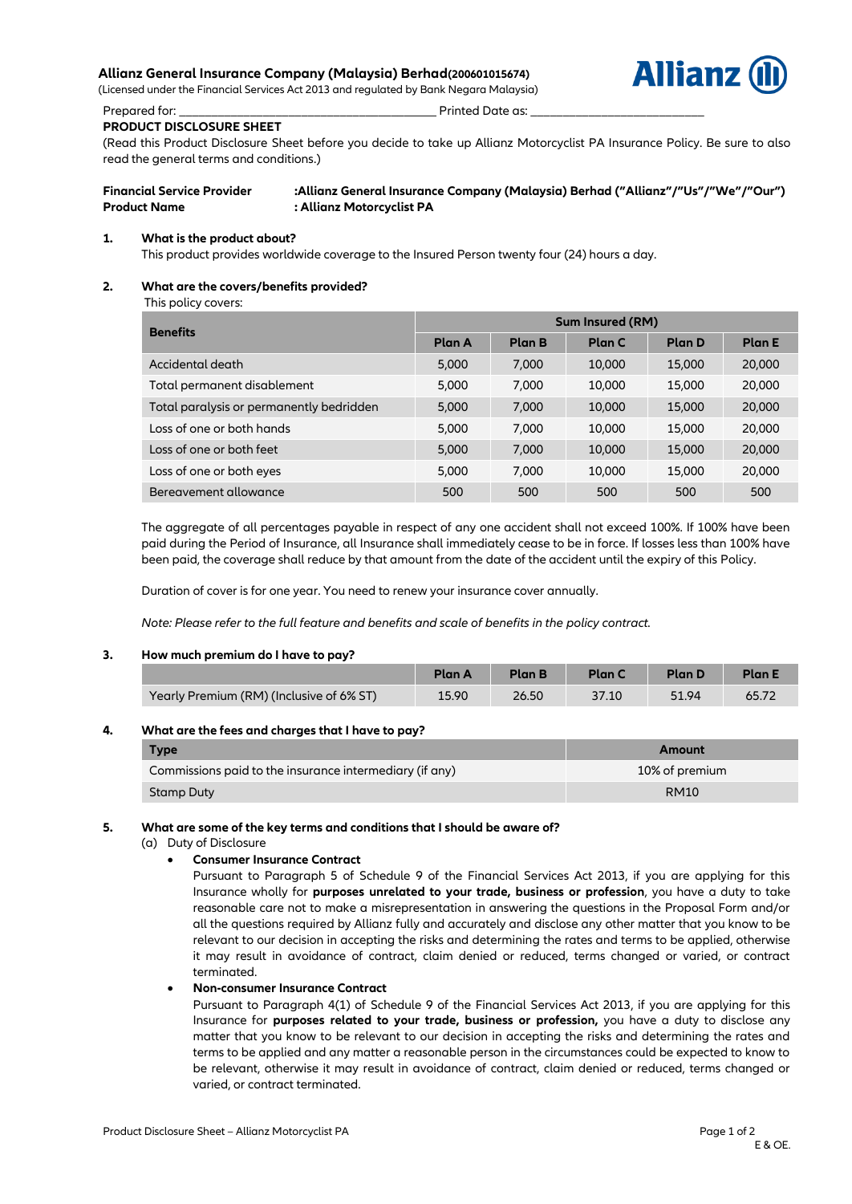**Allianz General Insurance Company (Malaysia) Berhad(200601015674)**
(Licensed under the Financial Services Act 2013 and regulated by Bank Negara Malaysia)

Prepared for: ______________________________ Printed Date as: ______________________

**PRODUCT DISCLOSURE SHEET**

(Read this Product Disclosure Sheet before you decide to take up Allianz Motorcyclist PA Insurance Policy. Be sure to also read the general terms and conditions.)

| | |
|---|---|
| **Financial Service Provider** | **:Allianz General Insurance Company (Malaysia) Berhad ("Allianz"/"Us"/"We"/"Our")** |
| **Product Name** | **: Allianz Motorcyclist PA** |

**1. What is the product about?**

This product provides worldwide coverage to the Insured Person twenty four (24) hours a day.

**2. What are the covers/benefits provided?**

This policy covers:

| Benefits | Sum Insured (RM) | | | | |
|---|---|---|---|---|---|
| | Plan A | Plan B | Plan C | Plan D | Plan E |
| Accidental death | 5,000 | 7,000 | 10,000 | 15,000 | 20,000 |
| Total permanent disablement | 5,000 | 7,000 | 10,000 | 15,000 | 20,000 |
| Total paralysis or permanently bedridden | 5,000 | 7,000 | 10,000 | 15,000 | 20,000 |
| Loss of one or both hands | 5,000 | 7,000 | 10,000 | 15,000 | 20,000 |
| Loss of one or both feet | 5,000 | 7,000 | 10,000 | 15,000 | 20,000 |
| Loss of one or both eyes | 5,000 | 7,000 | 10,000 | 15,000 | 20,000 |
| Bereavement allowance | 500 | 500 | 500 | 500 | 500 |

The aggregate of all percentages payable in respect of any one accident shall not exceed 100%. If 100% have been paid during the Period of Insurance, all Insurance shall immediately cease to be in force. If losses less than 100% have been paid, the coverage shall reduce by that amount from the date of the accident until the expiry of this Policy.

Duration of cover is for one year. You need to renew your insurance cover annually.

*Note: Please refer to the full feature and benefits and scale of benefits in the policy contract.*

**3. How much premium do I have to pay?**

| | Plan A | Plan B | Plan C | Plan D | Plan E |
|---|---|---|---|---|---|
| Yearly Premium (RM) (Inclusive of 6% ST) | 15.90 | 26.50 | 37.10 | 51.94 | 65.72 |

**4. What are the fees and charges that I have to pay?**

| Type | Amount |
|---|---|
| Commissions paid to the insurance intermediary (if any) | 10% of premium |
| Stamp Duty | RM10 |

**5. What are some of the key terms and conditions that I should be aware of?**

(a) Duty of Disclosure

- **Consumer Insurance Contract**
  Pursuant to Paragraph 5 of Schedule 9 of the Financial Services Act 2013, if you are applying for this Insurance wholly for **purposes unrelated to your trade, business or profession**, you have a duty to take reasonable care not to make a misrepresentation in answering the questions in the Proposal Form and/or all the questions required by Allianz fully and accurately and disclose any other matter that you know to be relevant to our decision in accepting the risks and determining the rates and terms to be applied, otherwise it may result in avoidance of contract, claim denied or reduced, terms changed or varied, or contract terminated.
- **Non-consumer Insurance Contract**
  Pursuant to Paragraph 4(1) of Schedule 9 of the Financial Services Act 2013, if you are applying for this Insurance for **purposes related to your trade, business or profession,** you have a duty to disclose any matter that you know to be relevant to our decision in accepting the risks and determining the rates and terms to be applied and any matter a reasonable person in the circumstances could be expected to know to be relevant, otherwise it may result in avoidance of contract, claim denied or reduced, terms changed or varied, or contract terminated.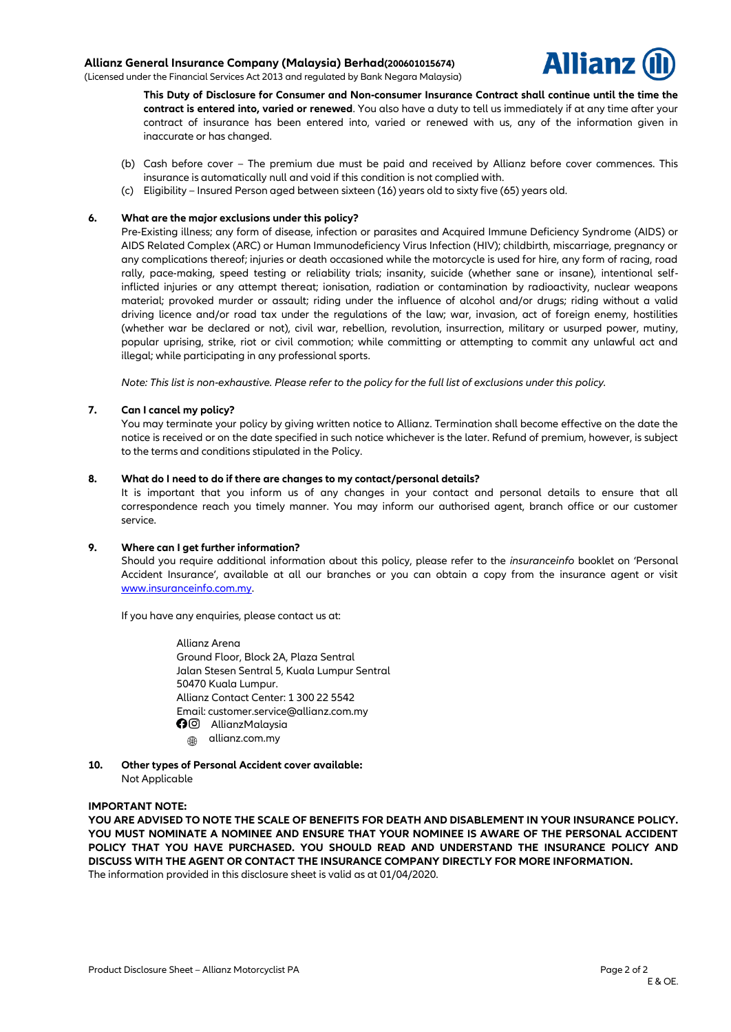**This Duty of Disclosure for Consumer and Non-consumer Insurance Contract shall continue until the time the contract is entered into, varied or renewed**. You also have a duty to tell us immediately if at any time after your contract of insurance has been entered into, varied or renewed with us, any of the information given in inaccurate or has changed.

(b) Cash before cover – The premium due must be paid and received by Allianz before cover commences. This insurance is automatically null and void if this condition is not complied with.

(c) Eligibility – Insured Person aged between sixteen (16) years old to sixty five (65) years old.

**6. What are the major exclusions under this policy?**

Pre-Existing illness; any form of disease, infection or parasites and Acquired Immune Deficiency Syndrome (AIDS) or AIDS Related Complex (ARC) or Human Immunodeficiency Virus Infection (HIV); childbirth, miscarriage, pregnancy or any complications thereof; injuries or death occasioned while the motorcycle is used for hire, any form of racing, road rally, pace-making, speed testing or reliability trials; insanity, suicide (whether sane or insane), intentional self-inflicted injuries or any attempt thereat; ionisation, radiation or contamination by radioactivity, nuclear weapons material; provoked murder or assault; riding under the influence of alcohol and/or drugs; riding without a valid driving licence and/or road tax under the regulations of the law; war, invasion, act of foreign enemy, hostilities (whether war be declared or not), civil war, rebellion, revolution, insurrection, military or usurped power, mutiny, popular uprising, strike, riot or civil commotion; while committing or attempting to commit any unlawful act and illegal; while participating in any professional sports.

*Note: This list is non-exhaustive. Please refer to the policy for the full list of exclusions under this policy.*

**7. Can I cancel my policy?**

You may terminate your policy by giving written notice to Allianz. Termination shall become effective on the date the notice is received or on the date specified in such notice whichever is the later. Refund of premium, however, is subject to the terms and conditions stipulated in the Policy.

**8. What do I need to do if there are changes to my contact/personal details?**

It is important that you inform us of any changes in your contact and personal details to ensure that all correspondence reach you timely manner. You may inform our authorised agent, branch office or our customer service.

**9. Where can I get further information?**

Should you require additional information about this policy, please refer to the *insuranceinfo* booklet on 'Personal Accident Insurance', available at all our branches or you can obtain a copy from the insurance agent or visit [www.insuranceinfo.com.my](http://www.insuranceinfo.com.my).

If you have any enquiries, please contact us at:

Allianz Arena
Ground Floor, Block 2A, Plaza Sentral
Jalan Stesen Sentral 5, Kuala Lumpur Sentral
50470 Kuala Lumpur.
Allianz Contact Center: 1 300 22 5542
Email: customer.service@allianz.com.my
AllianzMalaysia
allianz.com.my

**10. Other types of Personal Accident cover available:**

Not Applicable

**IMPORTANT NOTE:**

**YOU ARE ADVISED TO NOTE THE SCALE OF BENEFITS FOR DEATH AND DISABLEMENT IN YOUR INSURANCE POLICY. YOU MUST NOMINATE A NOMINEE AND ENSURE THAT YOUR NOMINEE IS AWARE OF THE PERSONAL ACCIDENT POLICY THAT YOU HAVE PURCHASED. YOU SHOULD READ AND UNDERSTAND THE INSURANCE POLICY AND DISCUSS WITH THE AGENT OR CONTACT THE INSURANCE COMPANY DIRECTLY FOR MORE INFORMATION.**

The information provided in this disclosure sheet is valid as at 01/04/2020.

E & OE.